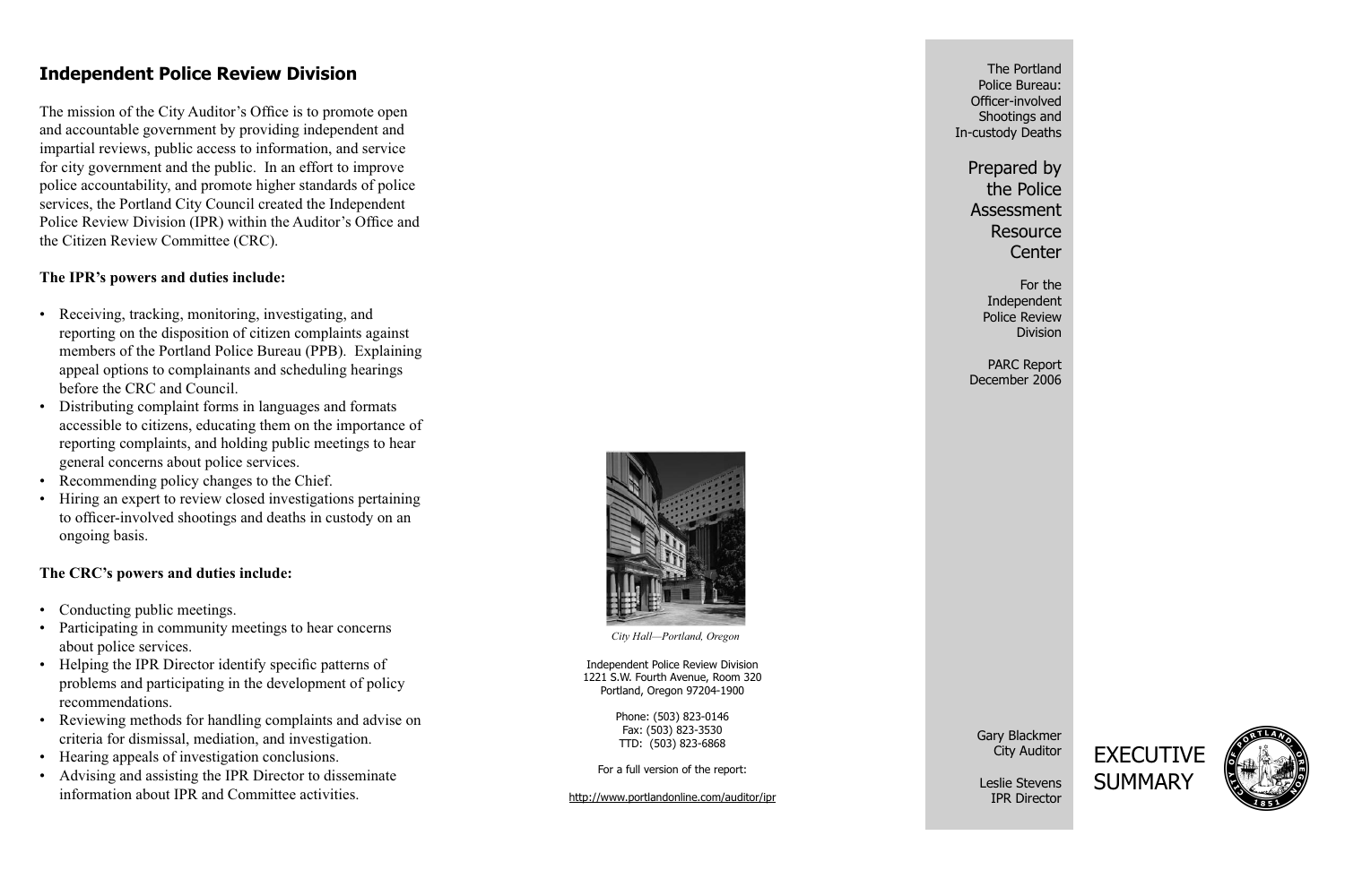## Independent Police Review Division

The mission of the City Auditor's Office is to promote open and accountable government by providing independent and impartial reviews, public access to information, and service for city government and the public. In an effort to improve police accountability, and promote higher standards of police services, the Portland City Council created the Independent Police Review Division (IPR) within the Auditor's Office and the Citizen Review Committee (CRC).

**The IPR's powers and duties include:**

- Receiving, tracking, monitoring, investigating, and reporting on the disposition of citizen complaints against members of the Portland Police Bureau (PPB). Explaining appeal options to complainants and scheduling hearings before the CRC and Council.
- Distributing complaint forms in languages and formats accessible to citizens, educating them on the importance of reporting complaints, and holding public meetings to hear general concerns about police services.
- Recommending policy changes to the Chief.
- Hiring an expert to review closed investigations pertaining to officer-involved shootings and deaths in custody on an ongoing basis.

**The CRC's powers and duties include:**

- Conducting public meetings.
- Participating in community meetings to hear concerns about police services.
- Helping the IPR Director identify specific patterns of problems and participating in the development of policy recommendations.
- Reviewing methods for handling complaints and advise on criteria for dismissal, mediation, and investigation.
- Hearing appeals of investigation conclusions.
- Advising and assisting the IPR Director to disseminate information about IPR and Committee activities.

*City Hall—Portland, Oregon*

Independent Police Review Division
1221 S.W. Fourth Avenue, Room 320
Portland, Oregon 97204-1900

Phone: (503) 823-0146
Fax: (503) 823-3530
TTD: (503) 823-6868

For a full version of the report:

http://www.portlandonline.com/auditor/ipr

The Portland Police Bureau: Officer-involved Shootings and In-custody Deaths

Prepared by the Police Assessment Resource Center

For the Independent Police Review Division

PARC Report
December 2006

Gary Blackmer
City Auditor

Leslie Stevens
IPR Director

# EXECUTIVE SUMMARY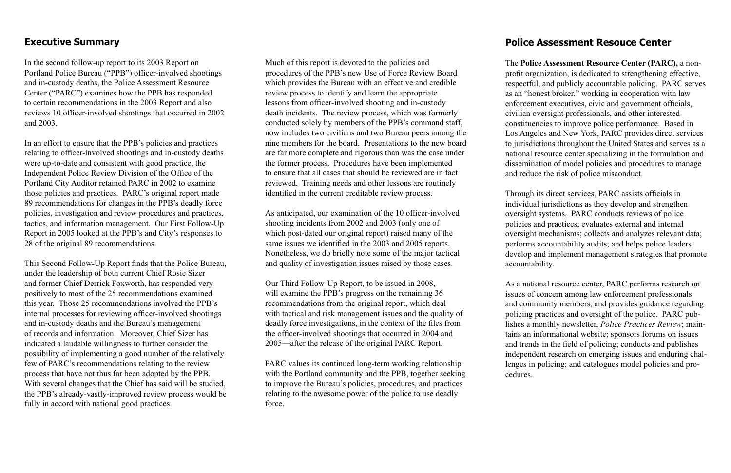## Executive Summary

In the second follow-up report to its 2003 Report on Portland Police Bureau ("PPB") officer-involved shootings and in-custody deaths, the Police Assessment Resource Center ("PARC") examines how the PPB has responded to certain recommendations in the 2003 Report and also reviews 10 officer-involved shootings that occurred in 2002 and 2003.

In an effort to ensure that the PPB's policies and practices relating to officer-involved shootings and in-custody deaths were up-to-date and consistent with good practice, the Independent Police Review Division of the Office of the Portland City Auditor retained PARC in 2002 to examine those policies and practices. PARC's original report made 89 recommendations for changes in the PPB's deadly force policies, investigation and review procedures and practices, tactics, and information management. Our First Follow-Up Report in 2005 looked at the PPB's and City's responses to 28 of the original 89 recommendations.

This Second Follow-Up Report finds that the Police Bureau, under the leadership of both current Chief Rosie Sizer and former Chief Derrick Foxworth, has responded very positively to most of the 25 recommendations examined this year. Those 25 recommendations involved the PPB's internal processes for reviewing officer-involved shootings and in-custody deaths and the Bureau's management of records and information. Moreover, Chief Sizer has indicated a laudable willingness to further consider the possibility of implementing a good number of the relatively few of PARC's recommendations relating to the review process that have not thus far been adopted by the PPB. With several changes that the Chief has said will be studied, the PPB's already-vastly-improved review process would be fully in accord with national good practices.

Much of this report is devoted to the policies and procedures of the PPB's new Use of Force Review Board which provides the Bureau with an effective and credible review process to identify and learn the appropriate lessons from officer-involved shooting and in-custody death incidents. The review process, which was formerly conducted solely by members of the PPB's command staff, now includes two civilians and two Bureau peers among the nine members for the board. Presentations to the new board are far more complete and rigorous than was the case under the former process. Procedures have been implemented to ensure that all cases that should be reviewed are in fact reviewed. Training needs and other lessons are routinely identified in the current creditable review process.

As anticipated, our examination of the 10 officer-involved shooting incidents from 2002 and 2003 (only one of which post-dated our original report) raised many of the same issues we identified in the 2003 and 2005 reports. Nonetheless, we do briefly note some of the major tactical and quality of investigation issues raised by those cases.

Our Third Follow-Up Report, to be issued in 2008, will examine the PPB's progress on the remaining 36 recommendations from the original report, which deal with tactical and risk management issues and the quality of deadly force investigations, in the context of the files from the officer-involved shootings that occurred in 2004 and 2005—after the release of the original PARC Report.

PARC values its continued long-term working relationship with the Portland community and the PPB, together seeking to improve the Bureau's policies, procedures, and practices relating to the awesome power of the police to use deadly force.

## Police Assessment Resouce Center

The **Police Assessment Resource Center (PARC),** a non-profit organization, is dedicated to strengthening effective, respectful, and publicly accountable policing. PARC serves as an "honest broker," working in cooperation with law enforcement executives, civic and government officials, civilian oversight professionals, and other interested constituencies to improve police performance. Based in Los Angeles and New York, PARC provides direct services to jurisdictions throughout the United States and serves as a national resource center specializing in the formulation and dissemination of model policies and procedures to manage and reduce the risk of police misconduct.

Through its direct services, PARC assists officials in individual jurisdictions as they develop and strengthen oversight systems. PARC conducts reviews of police policies and practices; evaluates external and internal oversight mechanisms; collects and analyzes relevant data; performs accountability audits; and helps police leaders develop and implement management strategies that promote accountability.

As a national resource center, PARC performs research on issues of concern among law enforcement professionals and community members, and provides guidance regarding policing practices and oversight of the police. PARC publishes a monthly newsletter, *Police Practices Review*; maintains an informational website; sponsors forums on issues and trends in the field of policing; conducts and publishes independent research on emerging issues and enduring challenges in policing; and catalogues model policies and procedures.